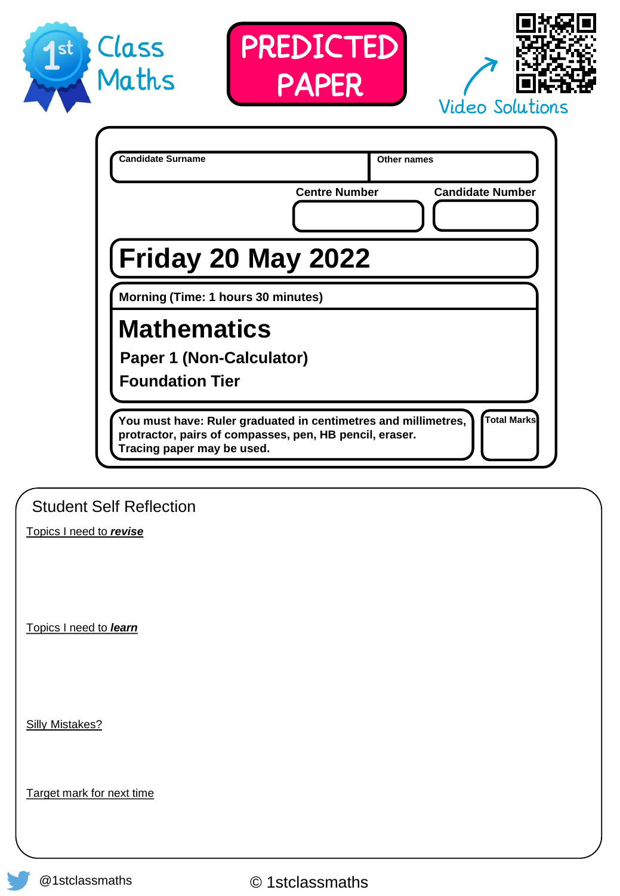1st Class Maths

**PREDICTED PAPER**

Video Solutions

| Candidate Surname | Other names |
|---|---|
| | |

| Centre Number | Candidate Number |
|---|---|
| | |

# Friday 20 May 2022

**Morning (Time: 1 hours 30 minutes)**

# Mathematics

**Paper 1 (Non-Calculator)**

**Foundation Tier**

**You must have: Ruler graduated in centimetres and millimetres, protractor, pairs of compasses, pen, HB pencil, eraser. Tracing paper may be used.**

**Total Marks**

## Student Self Reflection

Topics I need to ***revise***

Topics I need to ***learn***

Silly Mistakes?

Target mark for next time

@1stclassmaths

© 1stclassmaths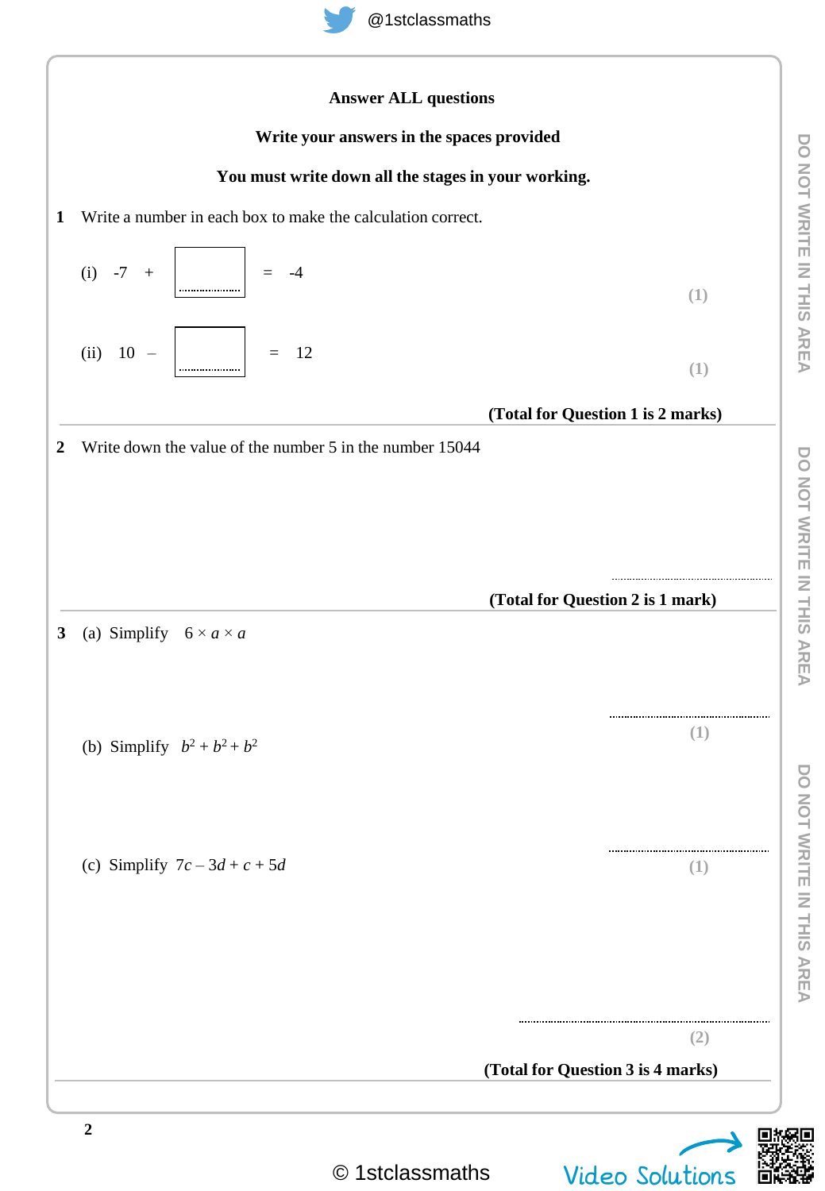**Answer ALL questions**

**Write your answers in the spaces provided**

**You must write down all the stages in your working.**

**1** Write a number in each box to make the calculation correct.

(i) $-7 + \square = -4$

**(1)**

(ii) $10 - \square = 12$

**(1)**

**(Total for Question 1 is 2 marks)**

---

**2** Write down the value of the number 5 in the number 15044

..............................

**(Total for Question 2 is 1 mark)**

---

**3** (a) Simplify $6 \times a \times a$

..............................

**(1)**

(b) Simplify $b^2 + b^2 + b^2$

..............................

**(1)**

(c) Simplify $7c - 3d + c + 5d$

..............................

**(2)**

**(Total for Question 3 is 4 marks)**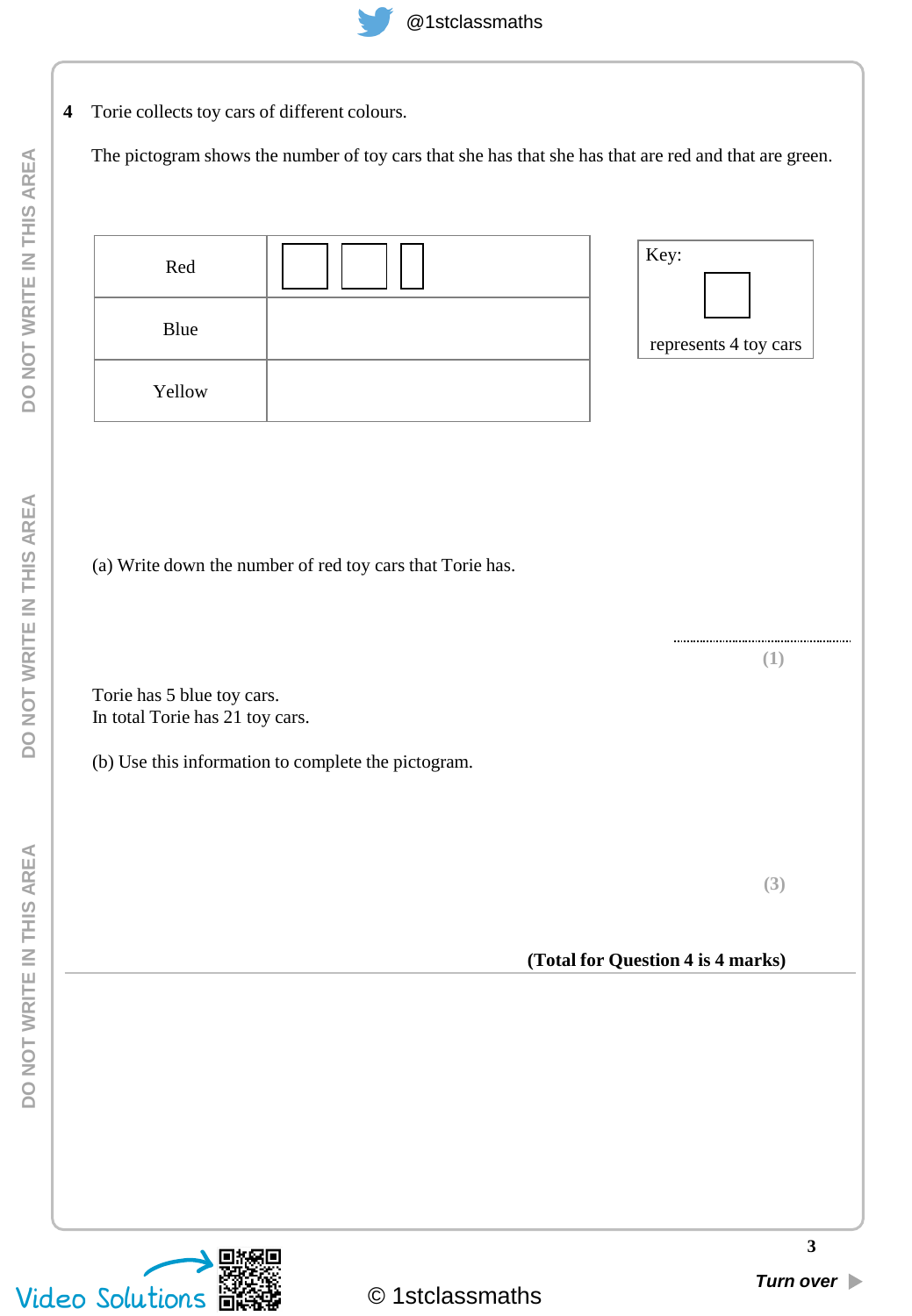**4** Torie collects toy cars of different colours.

The pictogram shows the number of toy cars that she has that she has that are red and that are green.

| | |
|---|---|
| Red | □ □ ▯ |
| Blue | |
| Yellow | |

Key: □ represents 4 toy cars

(a) Write down the number of red toy cars that Torie has.

..............................................

**(1)**

Torie has 5 blue toy cars.
In total Torie has 21 toy cars.

(b) Use this information to complete the pictogram.

**(3)**

**(Total for Question 4 is 4 marks)**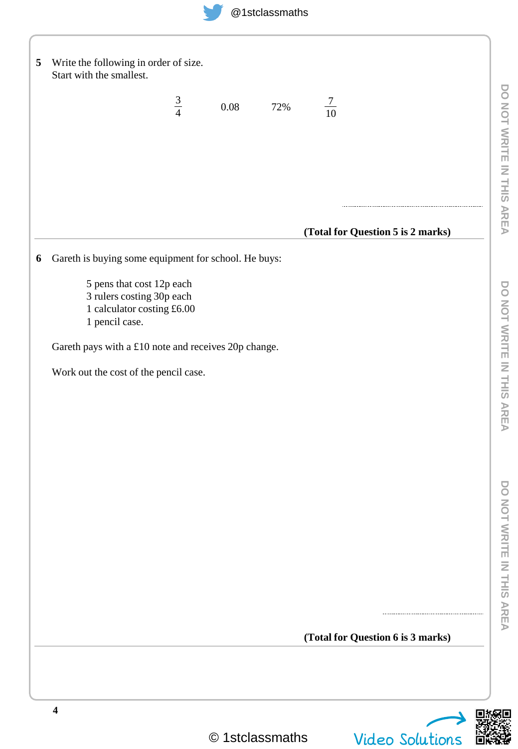**5** Write the following in order of size.
Start with the smallest.

$$\frac{3}{4} \qquad 0.08 \qquad 72\% \qquad \frac{7}{10}$$

..........................................................

**(Total for Question 5 is 2 marks)**

---

**6** Gareth is buying some equipment for school. He buys:

5 pens that cost 12p each
3 rulers costing 30p each
1 calculator costing £6.00
1 pencil case.

Gareth pays with a £10 note and receives 20p change.

Work out the cost of the pencil case.

..........................................................

**(Total for Question 6 is 3 marks)**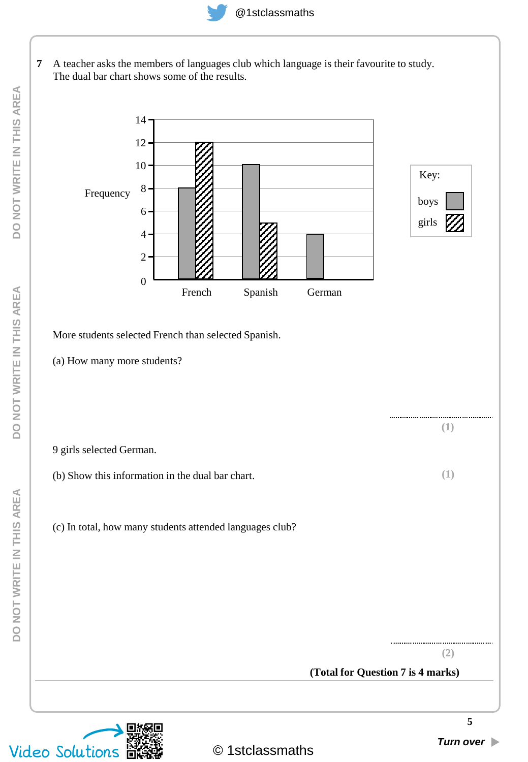**7** A teacher asks the members of languages club which language is their favourite to study.
The dual bar chart shows some of the results.

More students selected French than selected Spanish.

(a) How many more students?

..........................................................
**(1)**

9 girls selected German.

(b) Show this information in the dual bar chart.
**(1)**

(c) In total, how many students attended languages club?

..........................................................
**(2)**

**(Total for Question 7 is 4 marks)**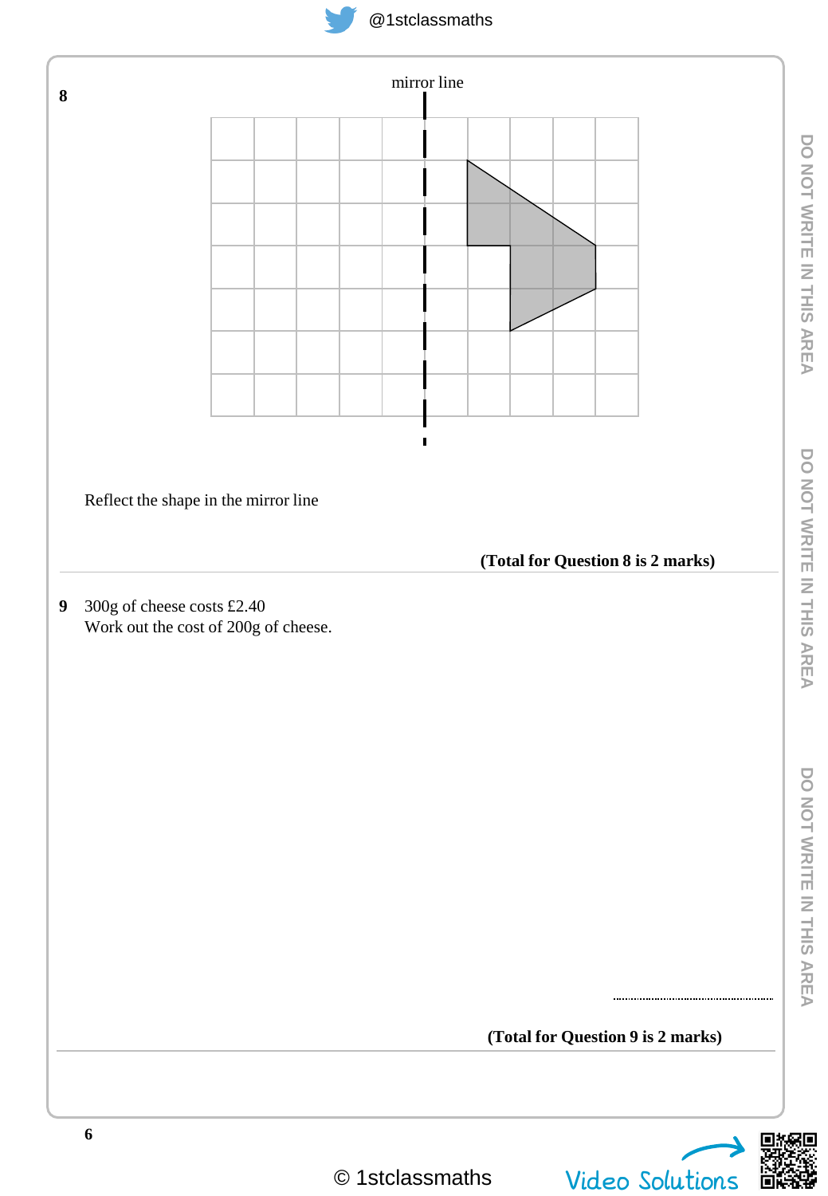**8**

mirror line

Reflect the shape in the mirror line

**(Total for Question 8 is 2 marks)**

---

**9** 300g of cheese costs £2.40
Work out the cost of 200g of cheese.

..........................................

**(Total for Question 9 is 2 marks)**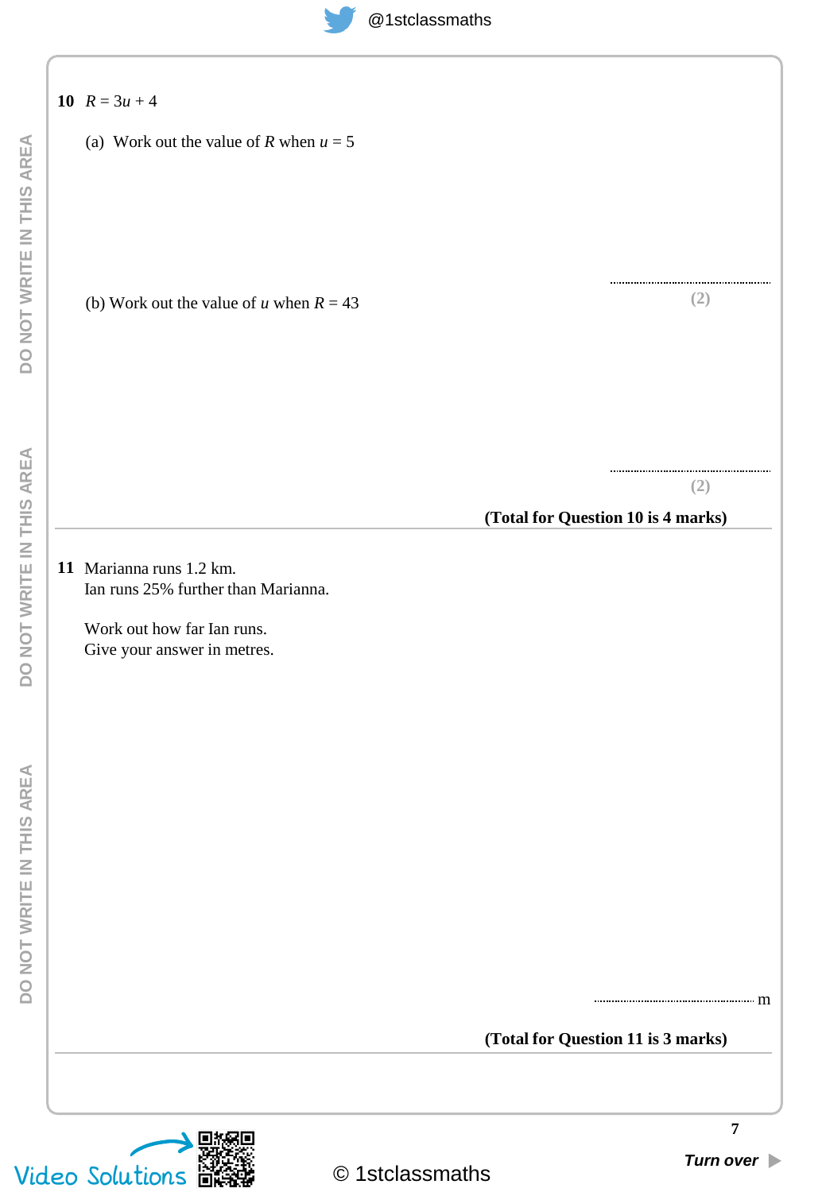**10** $R = 3u + 4$

(a) Work out the value of $R$ when $u = 5$

..............................

**(2)**

(b) Work out the value of $u$ when $R = 43$

..............................

**(2)**

**(Total for Question 10 is 4 marks)**

---

**11** Marianna runs 1.2 km.
Ian runs 25% further than Marianna.

Work out how far Ian runs.
Give your answer in metres.

.............................. m

**(Total for Question 11 is 3 marks)**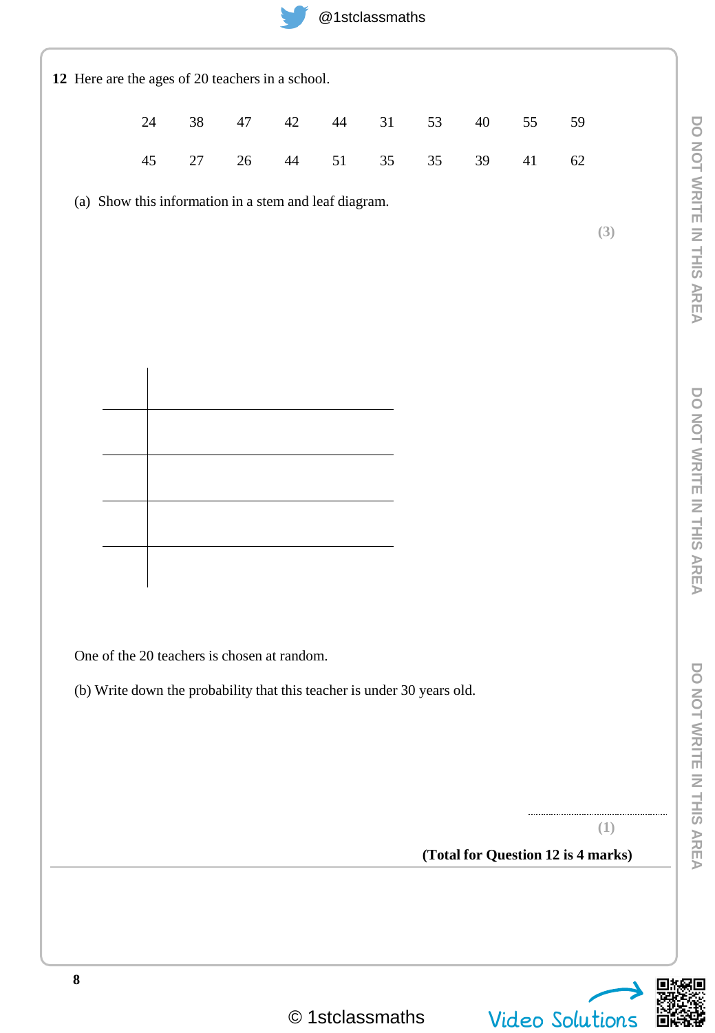**12** Here are the ages of 20 teachers in a school.

| | | | | | | | | | |
|---|---|---|---|---|---|---|---|---|---|
| 24 | 38 | 47 | 42 | 44 | 31 | 53 | 40 | 55 | 59 |
| 45 | 27 | 26 | 44 | 51 | 35 | 35 | 39 | 41 | 62 |

(a) Show this information in a stem and leaf diagram.

**(3)**

| | |
|---|---|
| | |
| | |
| | |
| | |

One of the 20 teachers is chosen at random.

(b) Write down the probability that this teacher is under 30 years old.

..............................

**(1)**

**(Total for Question 12 is 4 marks)**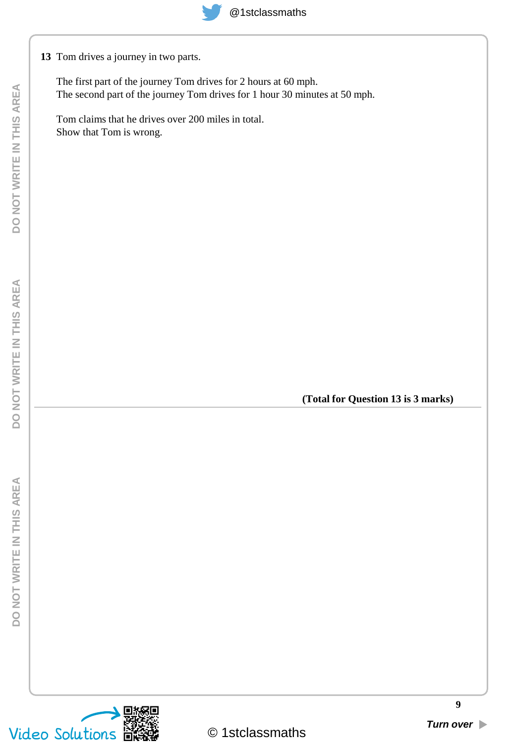**13** Tom drives a journey in two parts.

The first part of the journey Tom drives for 2 hours at 60 mph.
The second part of the journey Tom drives for 1 hour 30 minutes at 50 mph.

Tom claims that he drives over 200 miles in total.
Show that Tom is wrong.

**(Total for Question 13 is 3 marks)**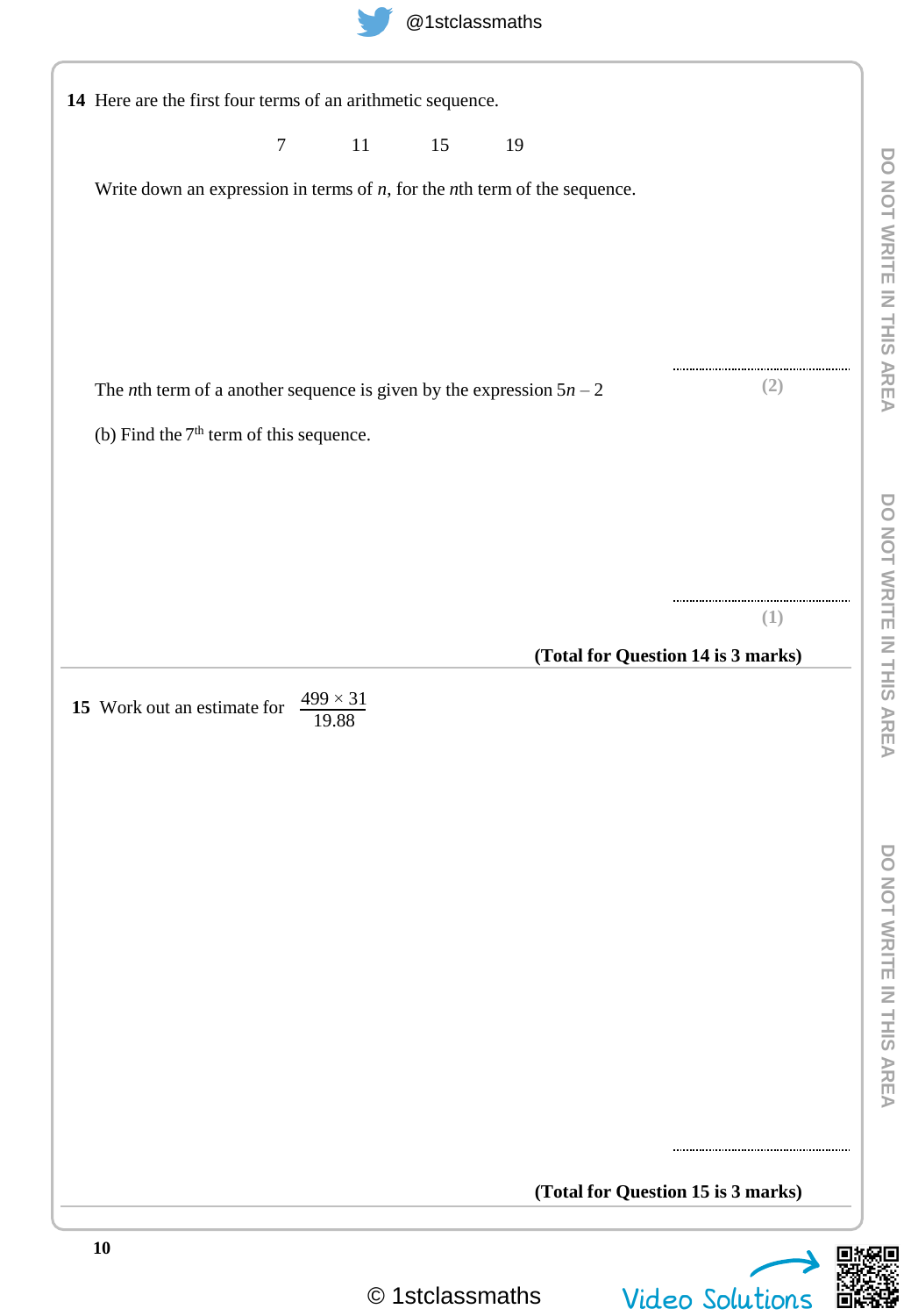**14** Here are the first four terms of an arithmetic sequence.

7 11 15 19

Write down an expression in terms of $n$, for the $n$th term of the sequence.

..............................................
**(2)**

The $n$th term of a another sequence is given by the expression $5n - 2$

(b) Find the 7th term of this sequence.

..............................................
**(1)**

**(Total for Question 14 is 3 marks)**

---

**15** Work out an estimate for $\frac{499 \times 31}{19.88}$

..............................................

**(Total for Question 15 is 3 marks)**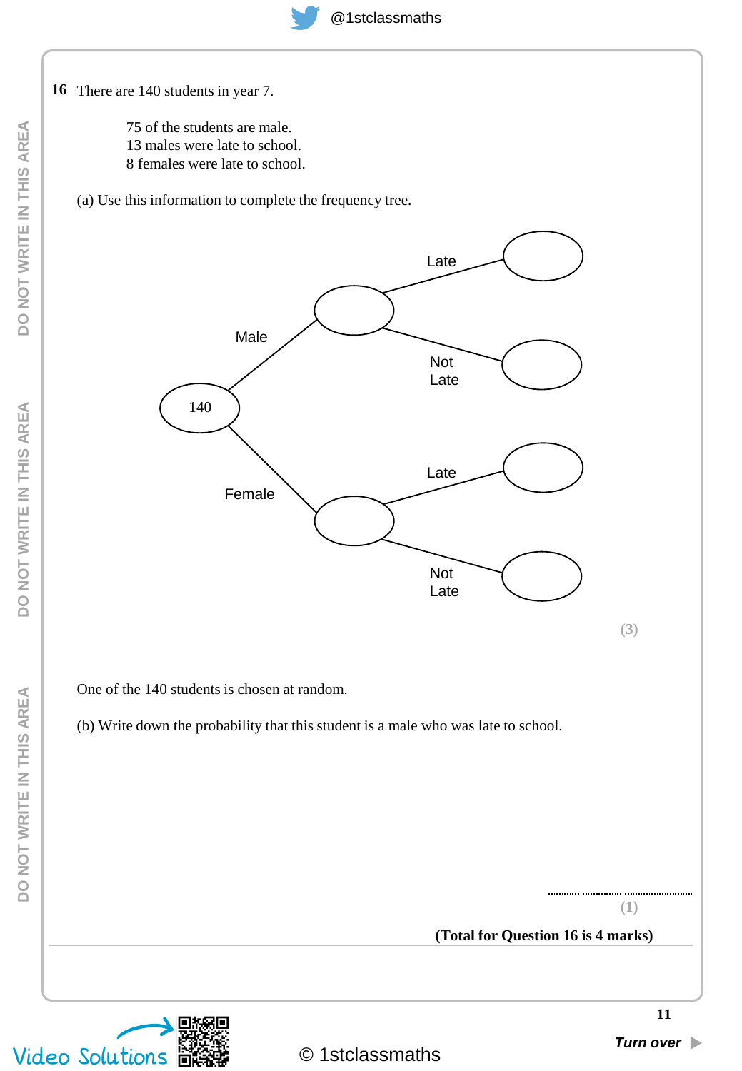**16** There are 140 students in year 7.

75 of the students are male.
13 males were late to school.
8 females were late to school.

(a) Use this information to complete the frequency tree.

140

Male — Late / Not Late

Female — Late / Not Late

**(3)**

One of the 140 students is chosen at random.

(b) Write down the probability that this student is a male who was late to school.

..............................

**(1)**

**(Total for Question 16 is 4 marks)**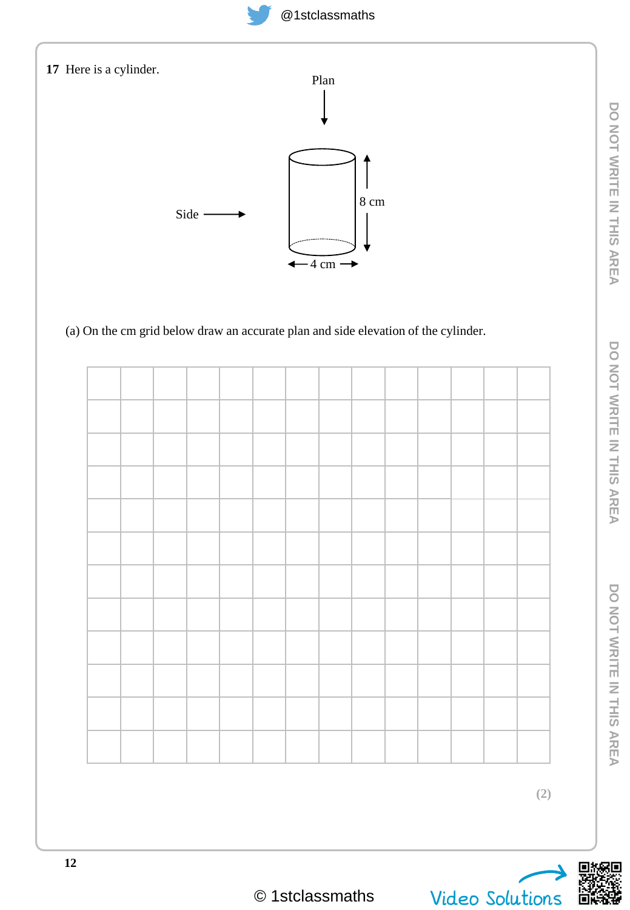**17** Here is a cylinder.

Plan

Side

8 cm

4 cm

(a) On the cm grid below draw an accurate plan and side elevation of the cylinder.

**(2)**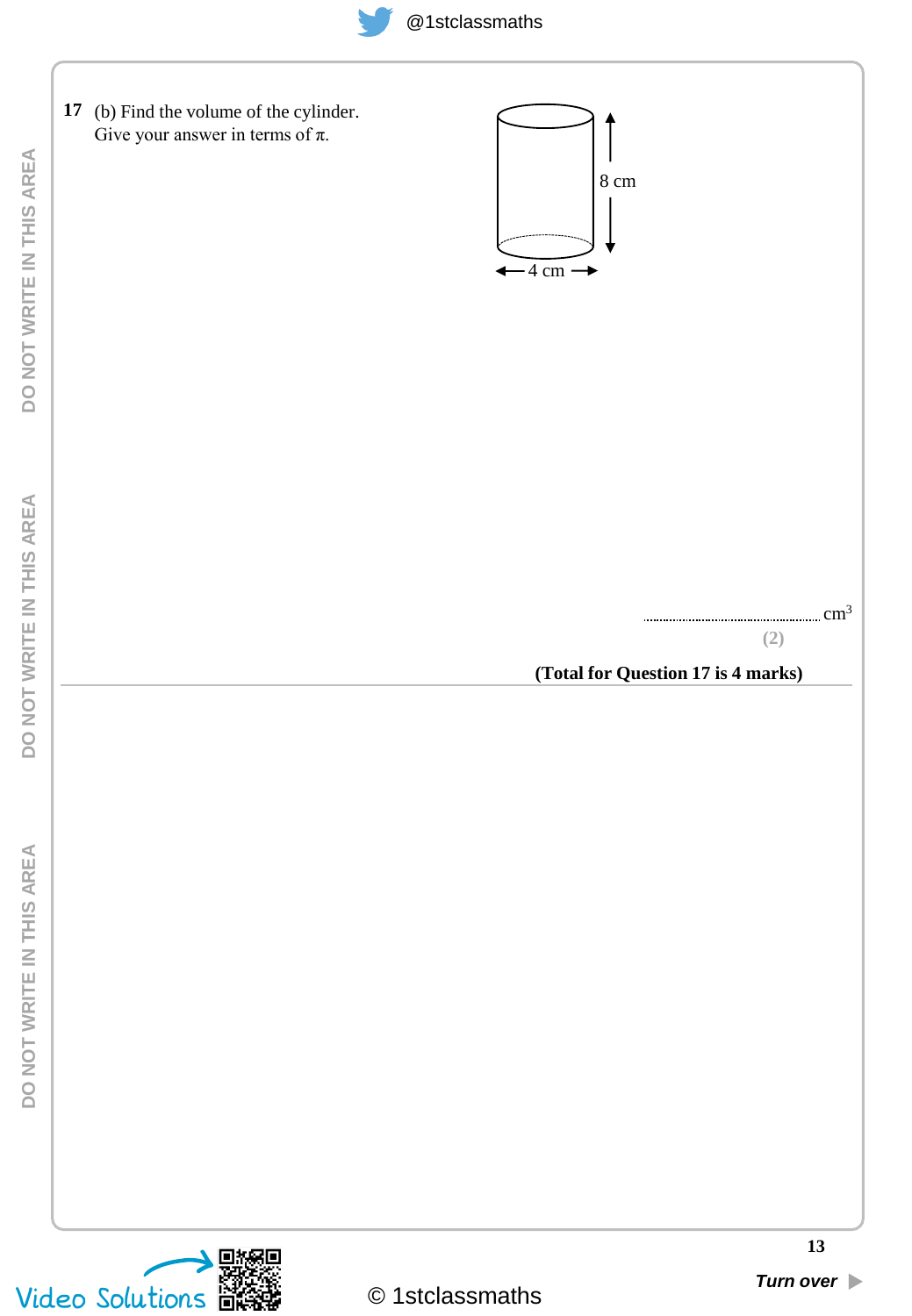**17** (b) Find the volume of the cylinder.
Give your answer in terms of $\pi$.

8 cm

4 cm

.............................................. cm$^3$

**(2)**

**(Total for Question 17 is 4 marks)**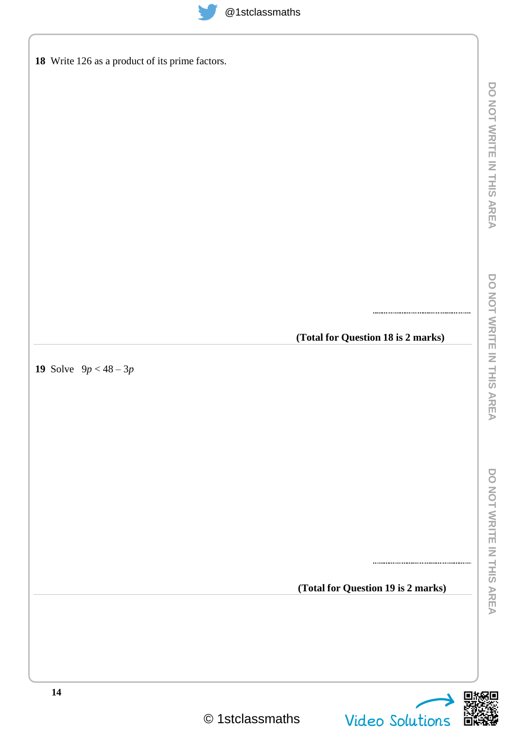**18** Write 126 as a product of its prime factors.

..............................................

**(Total for Question 18 is 2 marks)**

---

**19** Solve $9p < 48 - 3p$

..............................................

**(Total for Question 19 is 2 marks)**

---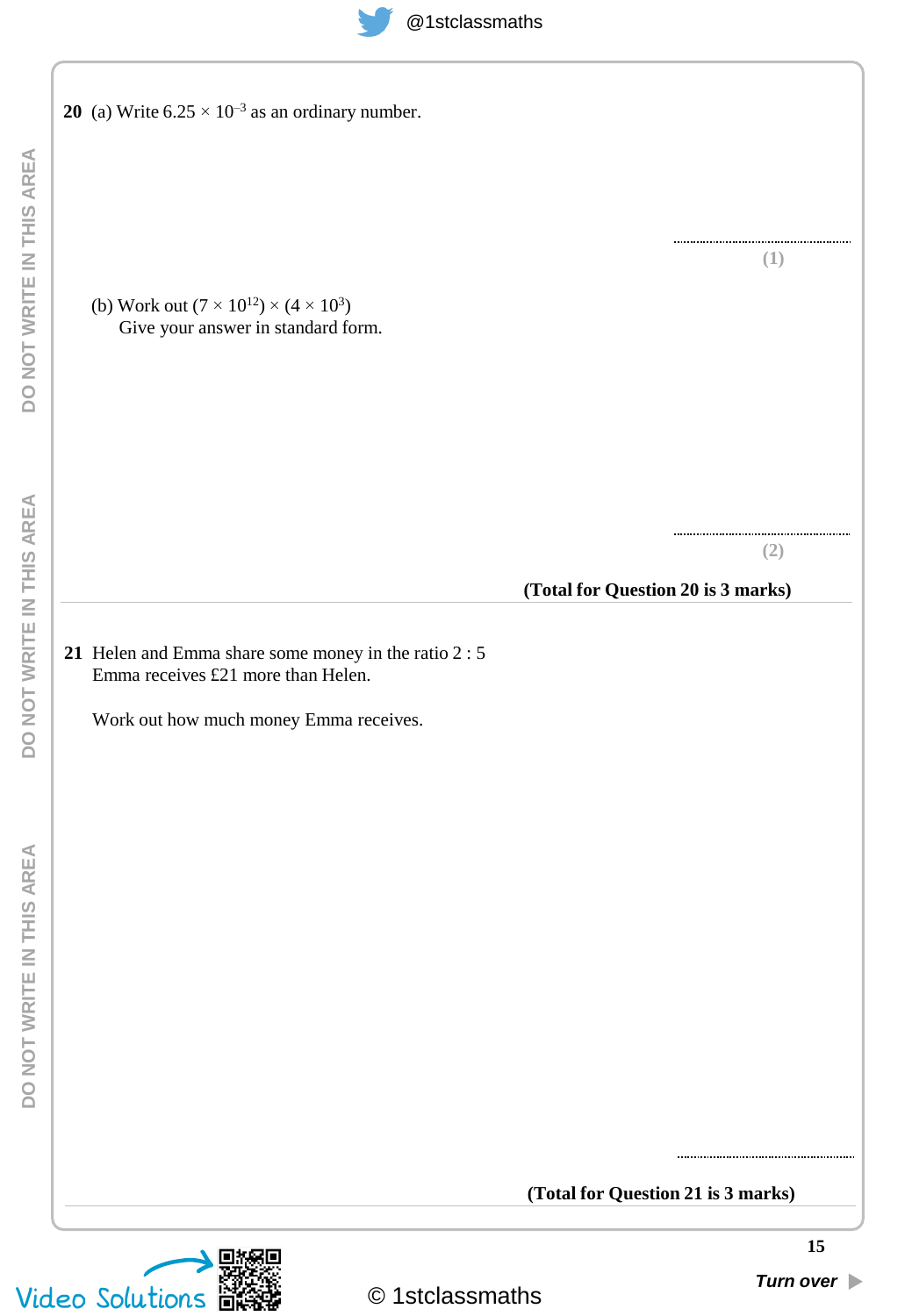**20** (a) Write $6.25 \times 10^{-3}$ as an ordinary number.

..............................................

**(1)**

(b) Work out $(7 \times 10^{12}) \times (4 \times 10^{3})$

Give your answer in standard form.

..............................................

**(2)**

**(Total for Question 20 is 3 marks)**

---

**21** Helen and Emma share some money in the ratio 2 : 5

Emma receives £21 more than Helen.

Work out how much money Emma receives.

..............................................

**(Total for Question 21 is 3 marks)**

---

*Turn over*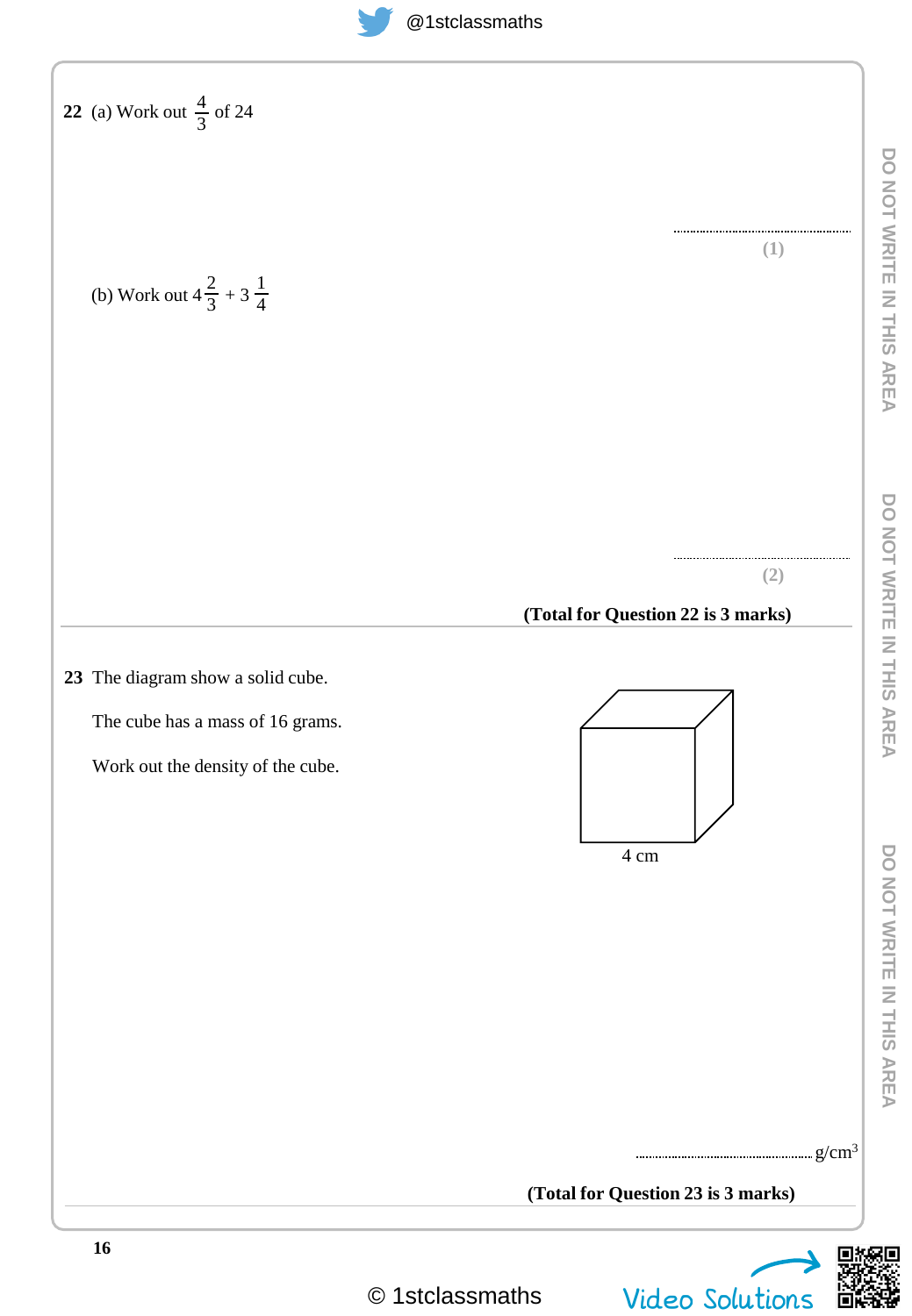**22** (a) Work out $\frac{4}{3}$ of 24

..........................
**(1)**

(b) Work out $4\frac{2}{3} + 3\frac{1}{4}$

..........................
**(2)**

**(Total for Question 22 is 3 marks)**

---

**23** The diagram show a solid cube.

The cube has a mass of 16 grams.

Work out the density of the cube.

4 cm

.......................... g/cm$^3$

**(Total for Question 23 is 3 marks)**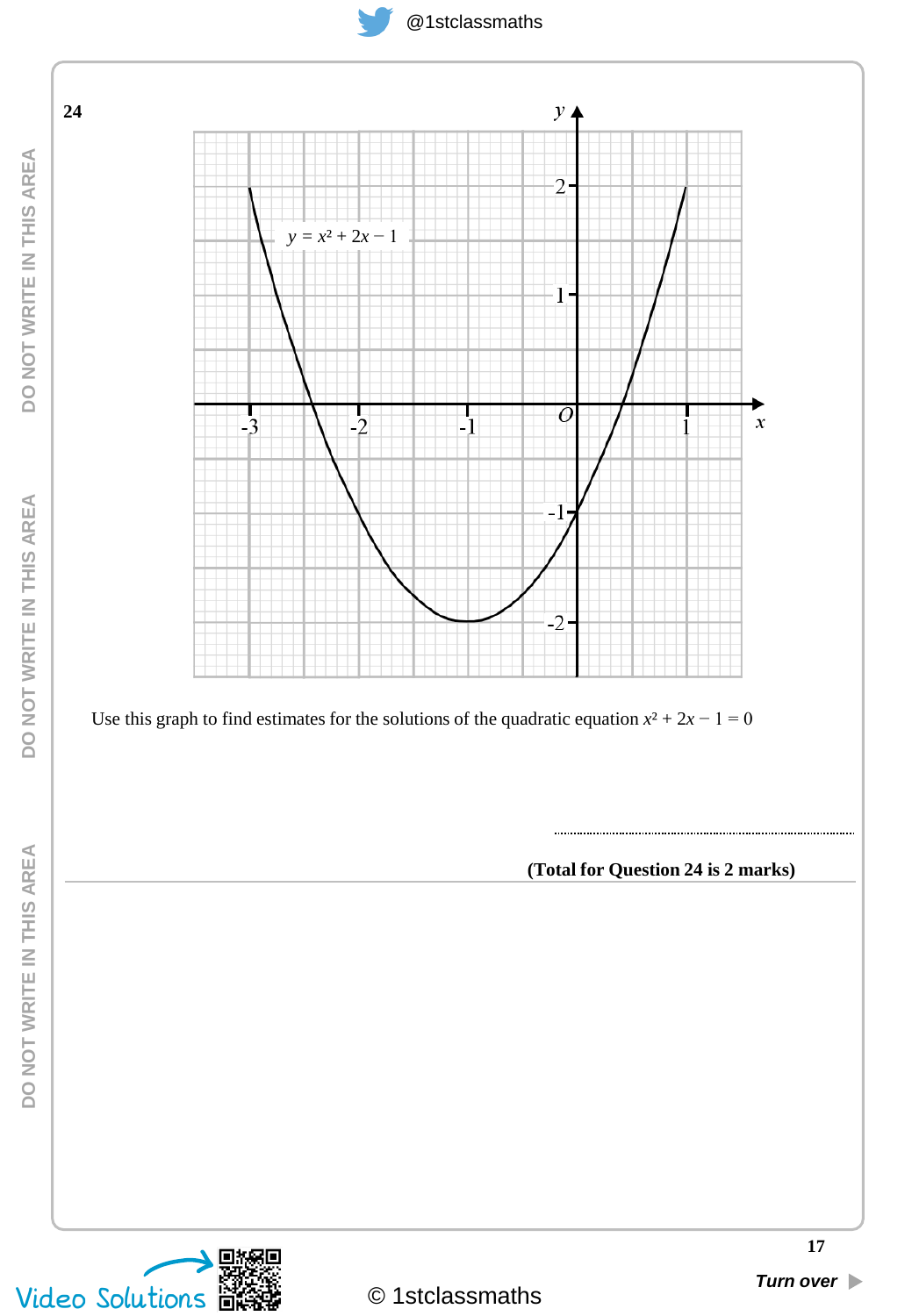**24**

$y = x^2 + 2x - 1$

Use this graph to find estimates for the solutions of the quadratic equation $x^2 + 2x - 1 = 0$

..............................................................................

**(Total for Question 24 is 2 marks)**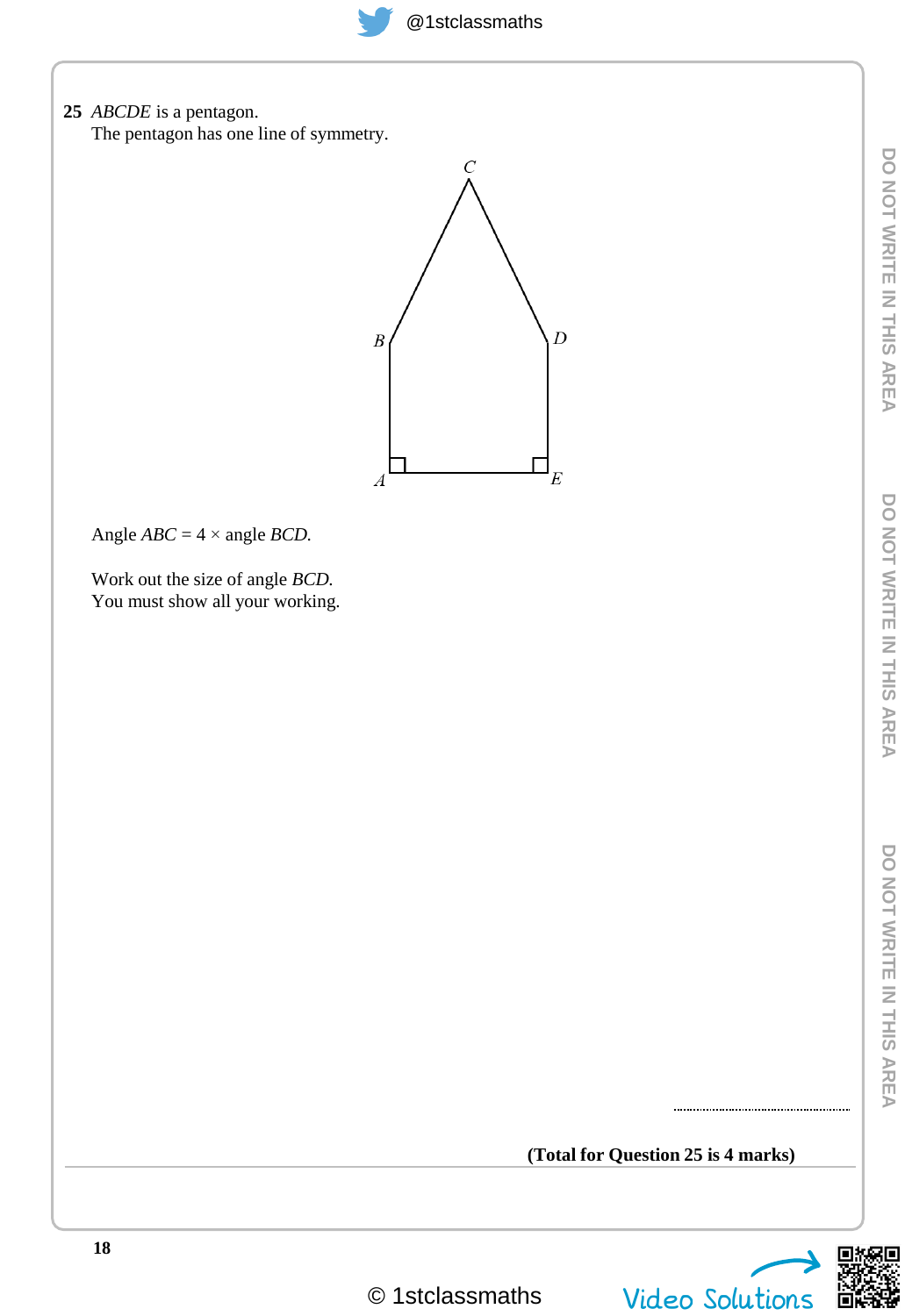**25** *ABCDE* is a pentagon.
The pentagon has one line of symmetry.

Angle *ABC* = 4 × angle *BCD.*

Work out the size of angle *BCD.*
You must show all your working.

..............................

**(Total for Question 25 is 4 marks)**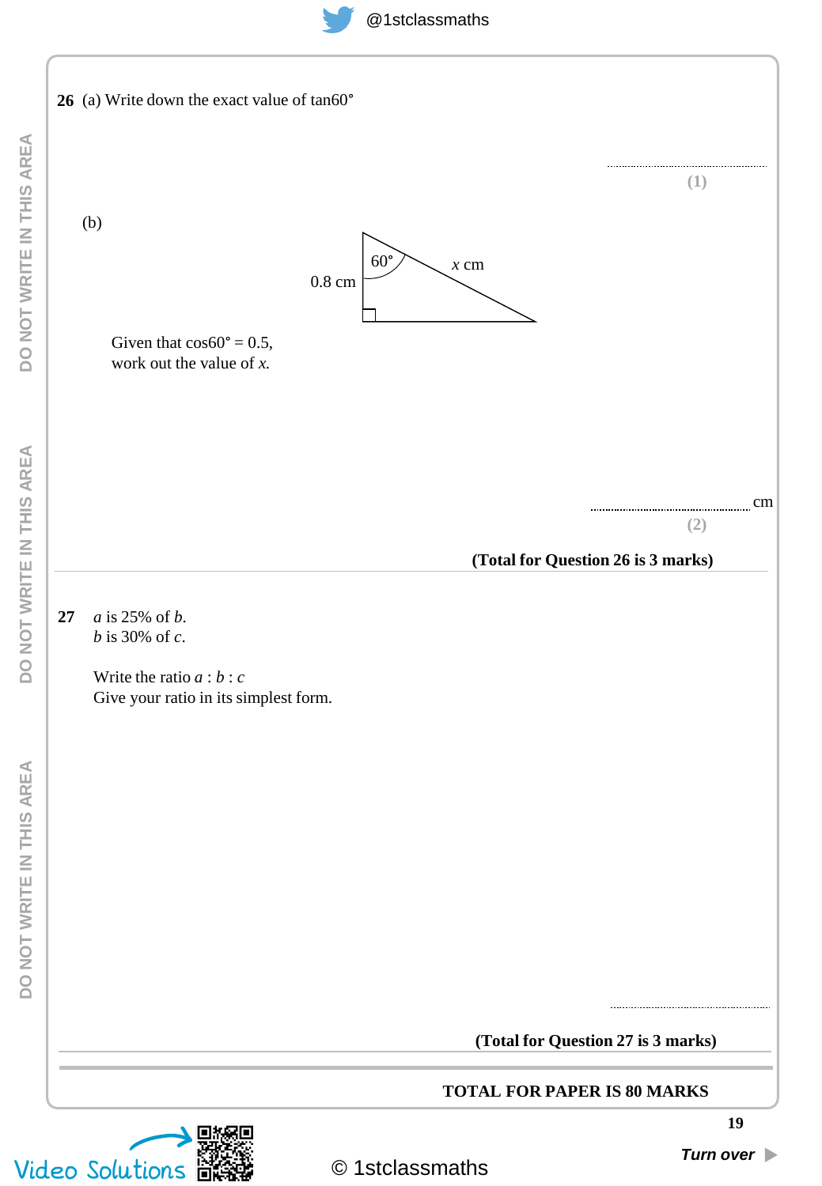**26** (a) Write down the exact value of $\tan 60°$

..............................
**(1)**

(b)

0.8 cm

60°

$x$ cm

Given that $\cos 60° = 0.5$,
work out the value of $x$.

.............................. cm
**(2)**

**(Total for Question 26 is 3 marks)**

---

**27** $a$ is 25% of $b$.
$b$ is 30% of $c$.

Write the ratio $a : b : c$
Give your ratio in its simplest form.

..............................

**(Total for Question 27 is 3 marks)**

---

**TOTAL FOR PAPER IS 80 MARKS**